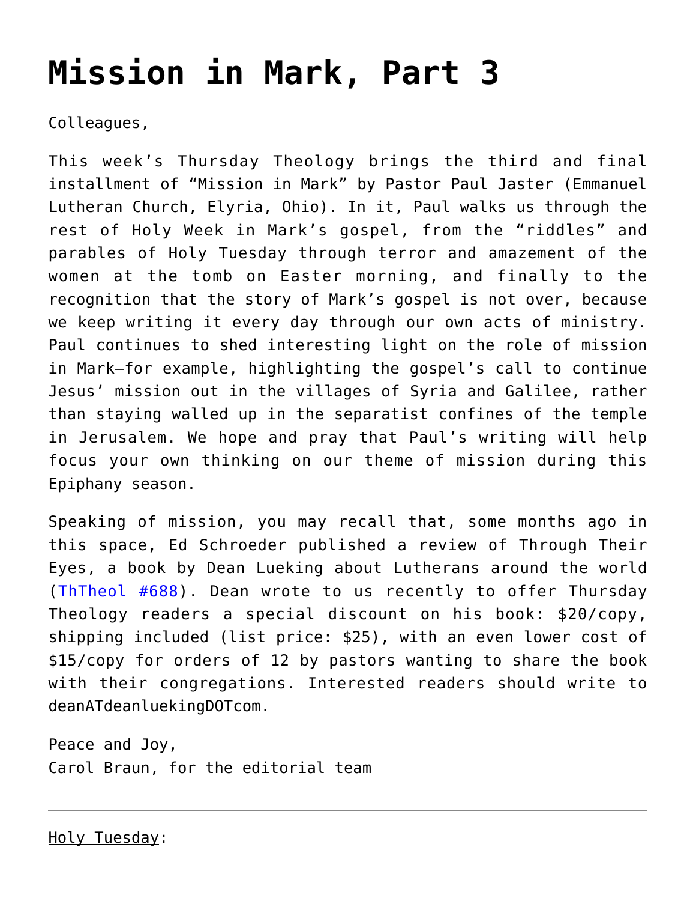# Mission in Mark, Part 3

Colleagues,

This week's Thursday Theology brings the third and final installment of "Mission in Mark" by Pastor Paul Jaster (Emmanuel Lutheran Church, Elyria, Ohio). In it, Paul walks us through the rest of Holy Week in Mark's gospel, from the "riddles" and parables of Holy Tuesday through terror and amazement of the women at the tomb on Easter morning, and finally to the recognition that the story of Mark's gospel is not over, because we keep writing it every day through our own acts of ministry. Paul continues to shed interesting light on the role of mission in Mark—for example, highlighting the gospel's call to continue Jesus' mission out in the villages of Syria and Galilee, rather than staying walled up in the separatist confines of the temple in Jerusalem. We hope and pray that Paul's writing will help focus your own thinking on our theme of mission during this Epiphany season.

Speaking of mission, you may recall that, some months ago in this space, Ed Schroeder published a review of Through Their Eyes, a book by Dean Lueking about Lutherans around the world (ThTheol #688). Dean wrote to us recently to offer Thursday Theology readers a special discount on his book: $20/copy, shipping included (list price: $25), with an even lower cost of $15/copy for orders of 12 by pastors wanting to share the book with their congregations. Interested readers should write to deanATdeanluekingDOTcom.

Peace and Joy,
Carol Braun, for the editorial team

---

Holy Tuesday: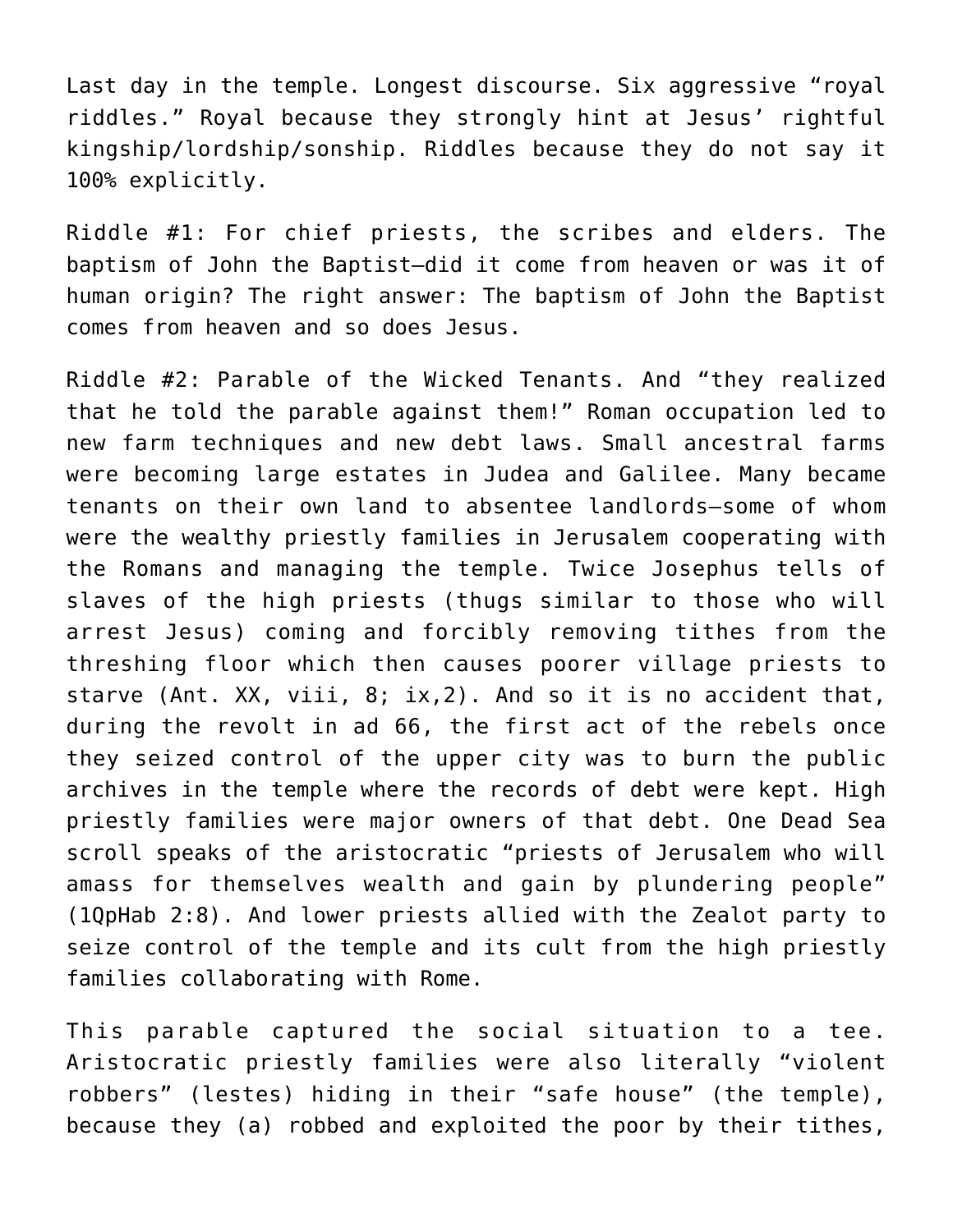Last day in the temple. Longest discourse. Six aggressive "royal riddles." Royal because they strongly hint at Jesus' rightful kingship/lordship/sonship. Riddles because they do not say it 100% explicitly.

Riddle #1: For chief priests, the scribes and elders. The baptism of John the Baptist—did it come from heaven or was it of human origin? The right answer: The baptism of John the Baptist comes from heaven and so does Jesus.

Riddle #2: Parable of the Wicked Tenants. And "they realized that he told the parable against them!" Roman occupation led to new farm techniques and new debt laws. Small ancestral farms were becoming large estates in Judea and Galilee. Many became tenants on their own land to absentee landlords—some of whom were the wealthy priestly families in Jerusalem cooperating with the Romans and managing the temple. Twice Josephus tells of slaves of the high priests (thugs similar to those who will arrest Jesus) coming and forcibly removing tithes from the threshing floor which then causes poorer village priests to starve (Ant. XX, viii, 8; ix,2). And so it is no accident that, during the revolt in ad 66, the first act of the rebels once they seized control of the upper city was to burn the public archives in the temple where the records of debt were kept. High priestly families were major owners of that debt. One Dead Sea scroll speaks of the aristocratic "priests of Jerusalem who will amass for themselves wealth and gain by plundering people" (1QpHab 2:8). And lower priests allied with the Zealot party to seize control of the temple and its cult from the high priestly families collaborating with Rome.

This parable captured the social situation to a tee. Aristocratic priestly families were also literally "violent robbers" (lestes) hiding in their "safe house" (the temple), because they (a) robbed and exploited the poor by their tithes,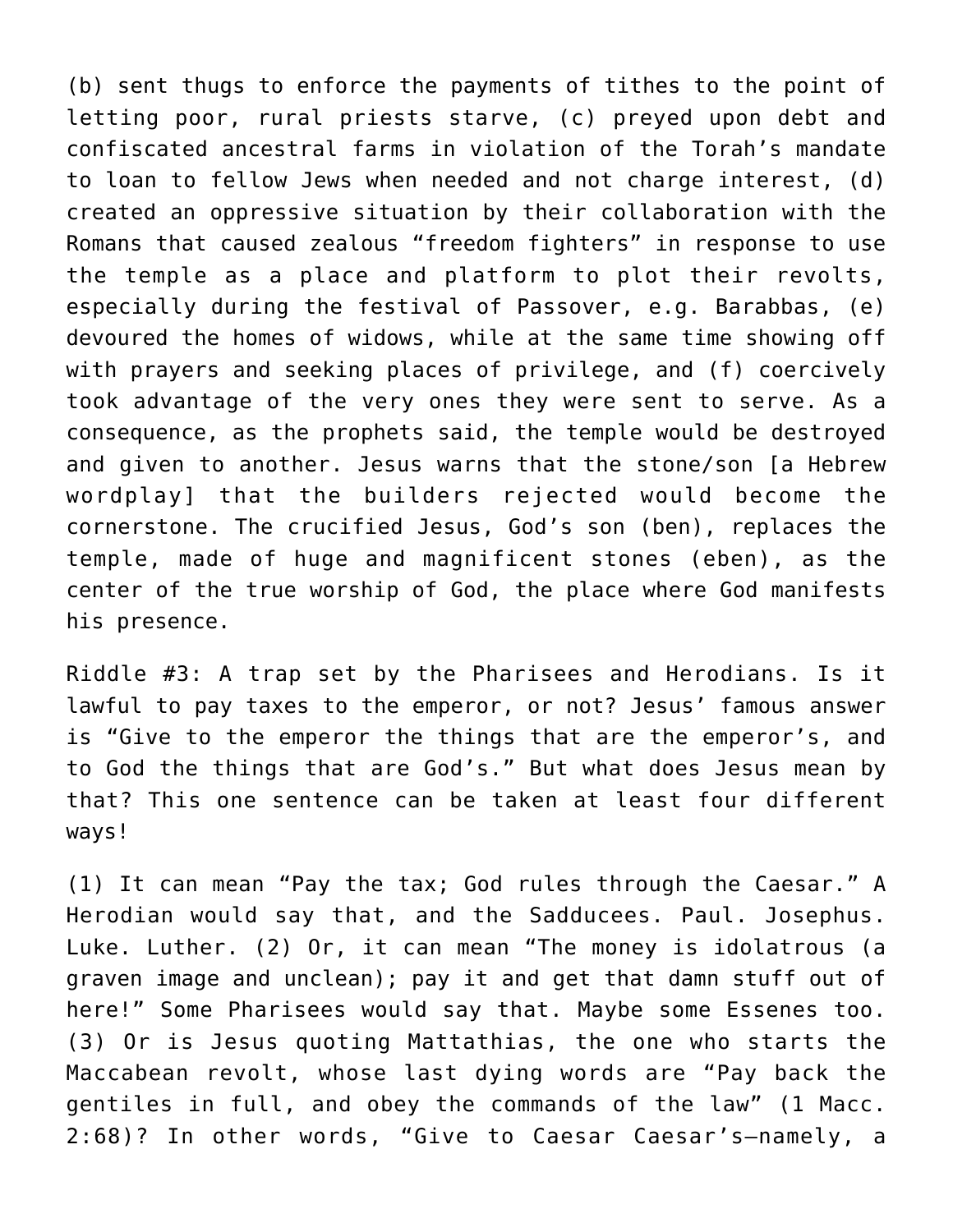(b) sent thugs to enforce the payments of tithes to the point of letting poor, rural priests starve, (c) preyed upon debt and confiscated ancestral farms in violation of the Torah's mandate to loan to fellow Jews when needed and not charge interest, (d) created an oppressive situation by their collaboration with the Romans that caused zealous "freedom fighters" in response to use the temple as a place and platform to plot their revolts, especially during the festival of Passover, e.g. Barabbas, (e) devoured the homes of widows, while at the same time showing off with prayers and seeking places of privilege, and (f) coercively took advantage of the very ones they were sent to serve. As a consequence, as the prophets said, the temple would be destroyed and given to another. Jesus warns that the stone/son [a Hebrew wordplay] that the builders rejected would become the cornerstone. The crucified Jesus, God's son (ben), replaces the temple, made of huge and magnificent stones (eben), as the center of the true worship of God, the place where God manifests his presence.

Riddle #3: A trap set by the Pharisees and Herodians. Is it lawful to pay taxes to the emperor, or not? Jesus' famous answer is "Give to the emperor the things that are the emperor's, and to God the things that are God's." But what does Jesus mean by that? This one sentence can be taken at least four different ways!

(1) It can mean "Pay the tax; God rules through the Caesar." A Herodian would say that, and the Sadducees. Paul. Josephus. Luke. Luther. (2) Or, it can mean "The money is idolatrous (a graven image and unclean); pay it and get that damn stuff out of here!" Some Pharisees would say that. Maybe some Essenes too. (3) Or is Jesus quoting Mattathias, the one who starts the Maccabean revolt, whose last dying words are "Pay back the gentiles in full, and obey the commands of the law" (1 Macc. 2:68)? In other words, "Give to Caesar Caesar's—namely, a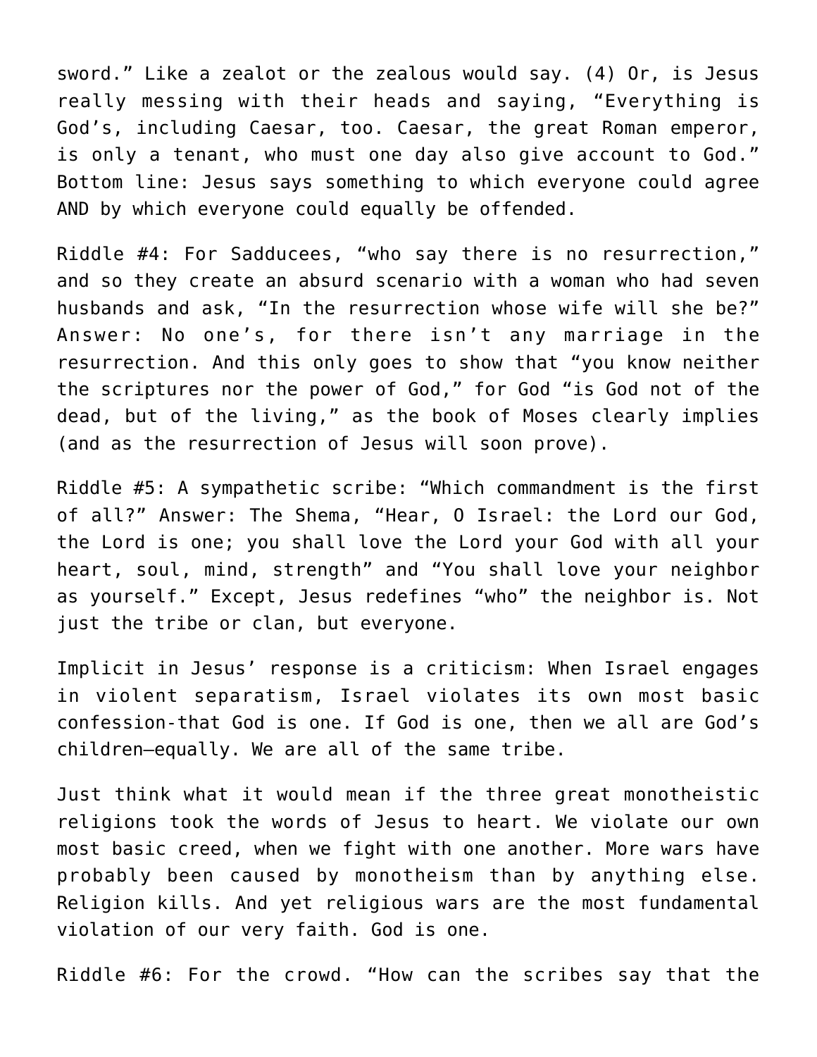sword." Like a zealot or the zealous would say. (4) Or, is Jesus really messing with their heads and saying, "Everything is God's, including Caesar, too. Caesar, the great Roman emperor, is only a tenant, who must one day also give account to God." Bottom line: Jesus says something to which everyone could agree AND by which everyone could equally be offended.

Riddle #4: For Sadducees, "who say there is no resurrection," and so they create an absurd scenario with a woman who had seven husbands and ask, "In the resurrection whose wife will she be?" Answer: No one's, for there isn't any marriage in the resurrection. And this only goes to show that "you know neither the scriptures nor the power of God," for God "is God not of the dead, but of the living," as the book of Moses clearly implies (and as the resurrection of Jesus will soon prove).

Riddle #5: A sympathetic scribe: "Which commandment is the first of all?" Answer: The Shema, "Hear, O Israel: the Lord our God, the Lord is one; you shall love the Lord your God with all your heart, soul, mind, strength" and "You shall love your neighbor as yourself." Except, Jesus redefines "who" the neighbor is. Not just the tribe or clan, but everyone.

Implicit in Jesus' response is a criticism: When Israel engages in violent separatism, Israel violates its own most basic confession-that God is one. If God is one, then we all are God's children—equally. We are all of the same tribe.

Just think what it would mean if the three great monotheistic religions took the words of Jesus to heart. We violate our own most basic creed, when we fight with one another. More wars have probably been caused by monotheism than by anything else. Religion kills. And yet religious wars are the most fundamental violation of our very faith. God is one.

Riddle #6: For the crowd. "How can the scribes say that the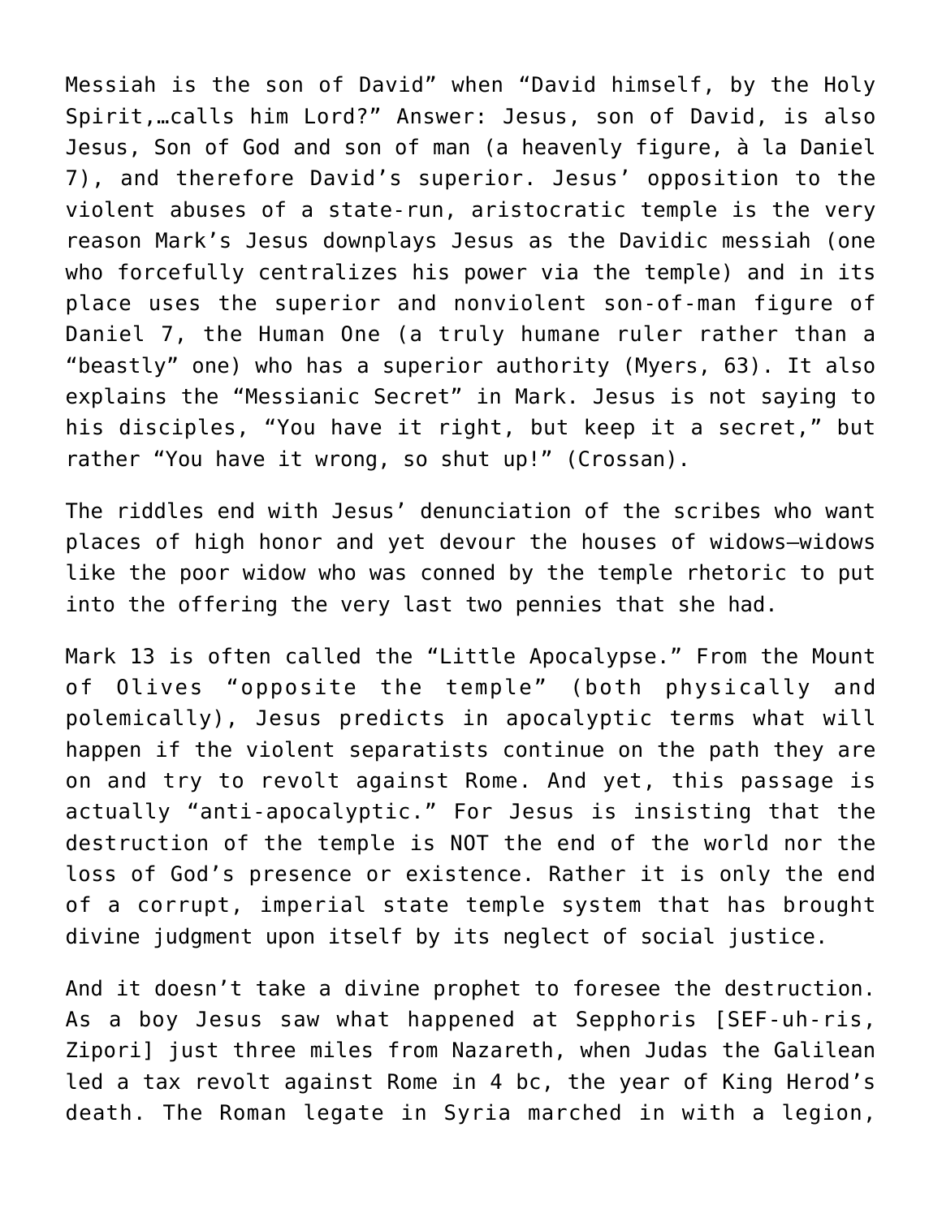Messiah is the son of David" when "David himself, by the Holy Spirit,…calls him Lord?" Answer: Jesus, son of David, is also Jesus, Son of God and son of man (a heavenly figure, à la Daniel 7), and therefore David's superior. Jesus' opposition to the violent abuses of a state-run, aristocratic temple is the very reason Mark's Jesus downplays Jesus as the Davidic messiah (one who forcefully centralizes his power via the temple) and in its place uses the superior and nonviolent son-of-man figure of Daniel 7, the Human One (a truly humane ruler rather than a "beastly" one) who has a superior authority (Myers, 63). It also explains the "Messianic Secret" in Mark. Jesus is not saying to his disciples, "You have it right, but keep it a secret," but rather "You have it wrong, so shut up!" (Crossan).

The riddles end with Jesus' denunciation of the scribes who want places of high honor and yet devour the houses of widows—widows like the poor widow who was conned by the temple rhetoric to put into the offering the very last two pennies that she had.

Mark 13 is often called the "Little Apocalypse." From the Mount of Olives "opposite the temple" (both physically and polemically), Jesus predicts in apocalyptic terms what will happen if the violent separatists continue on the path they are on and try to revolt against Rome. And yet, this passage is actually "anti-apocalyptic." For Jesus is insisting that the destruction of the temple is NOT the end of the world nor the loss of God's presence or existence. Rather it is only the end of a corrupt, imperial state temple system that has brought divine judgment upon itself by its neglect of social justice.

And it doesn't take a divine prophet to foresee the destruction. As a boy Jesus saw what happened at Sepphoris [SEF-uh-ris, Zipori] just three miles from Nazareth, when Judas the Galilean led a tax revolt against Rome in 4 bc, the year of King Herod's death. The Roman legate in Syria marched in with a legion,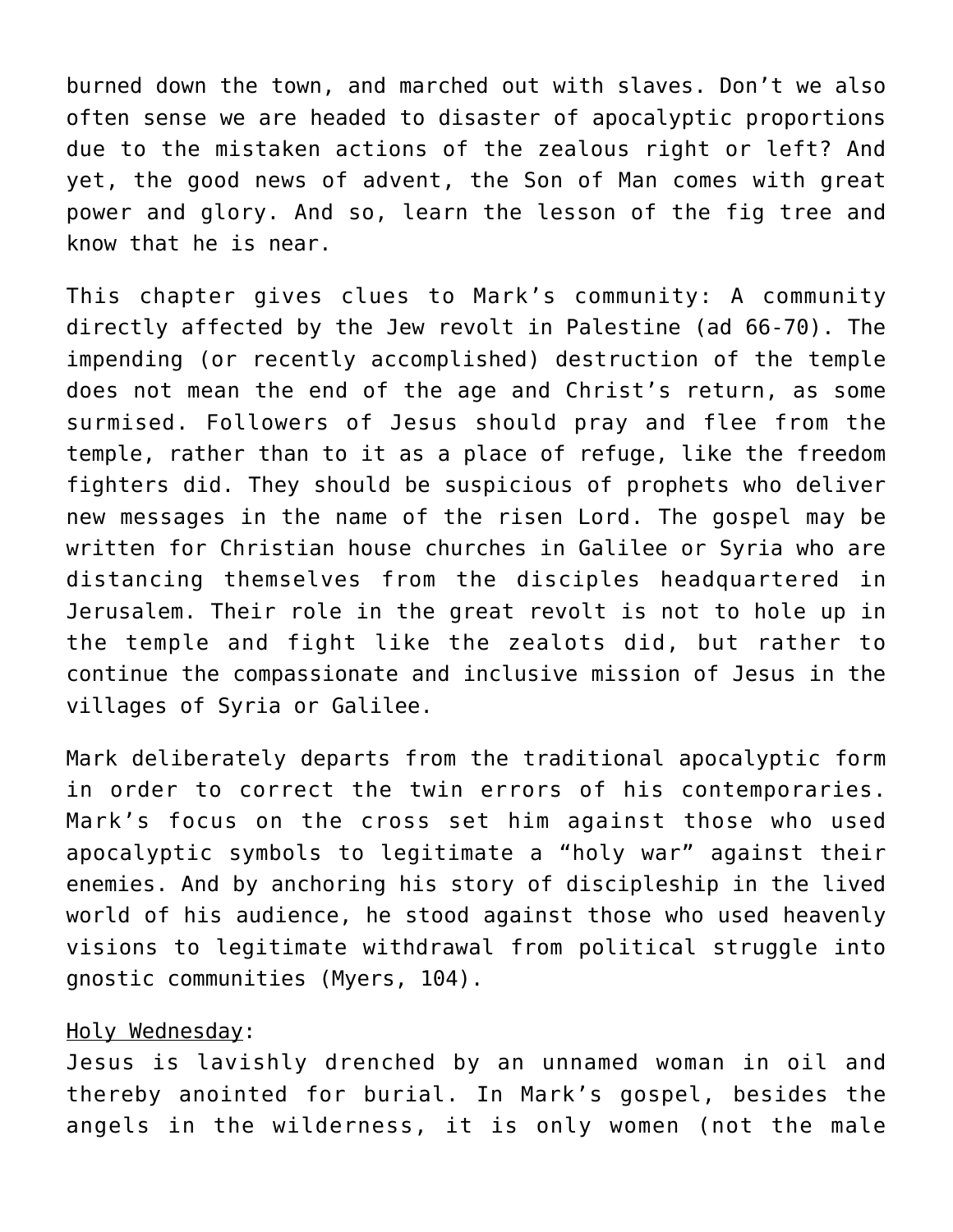burned down the town, and marched out with slaves. Don't we also often sense we are headed to disaster of apocalyptic proportions due to the mistaken actions of the zealous right or left? And yet, the good news of advent, the Son of Man comes with great power and glory. And so, learn the lesson of the fig tree and know that he is near.

This chapter gives clues to Mark's community: A community directly affected by the Jew revolt in Palestine (ad 66-70). The impending (or recently accomplished) destruction of the temple does not mean the end of the age and Christ's return, as some surmised. Followers of Jesus should pray and flee from the temple, rather than to it as a place of refuge, like the freedom fighters did. They should be suspicious of prophets who deliver new messages in the name of the risen Lord. The gospel may be written for Christian house churches in Galilee or Syria who are distancing themselves from the disciples headquartered in Jerusalem. Their role in the great revolt is not to hole up in the temple and fight like the zealots did, but rather to continue the compassionate and inclusive mission of Jesus in the villages of Syria or Galilee.

Mark deliberately departs from the traditional apocalyptic form in order to correct the twin errors of his contemporaries. Mark's focus on the cross set him against those who used apocalyptic symbols to legitimate a "holy war" against their enemies. And by anchoring his story of discipleship in the lived world of his audience, he stood against those who used heavenly visions to legitimate withdrawal from political struggle into gnostic communities (Myers, 104).

<u>Holy Wednesday</u>:
Jesus is lavishly drenched by an unnamed woman in oil and thereby anointed for burial. In Mark's gospel, besides the angels in the wilderness, it is only women (not the male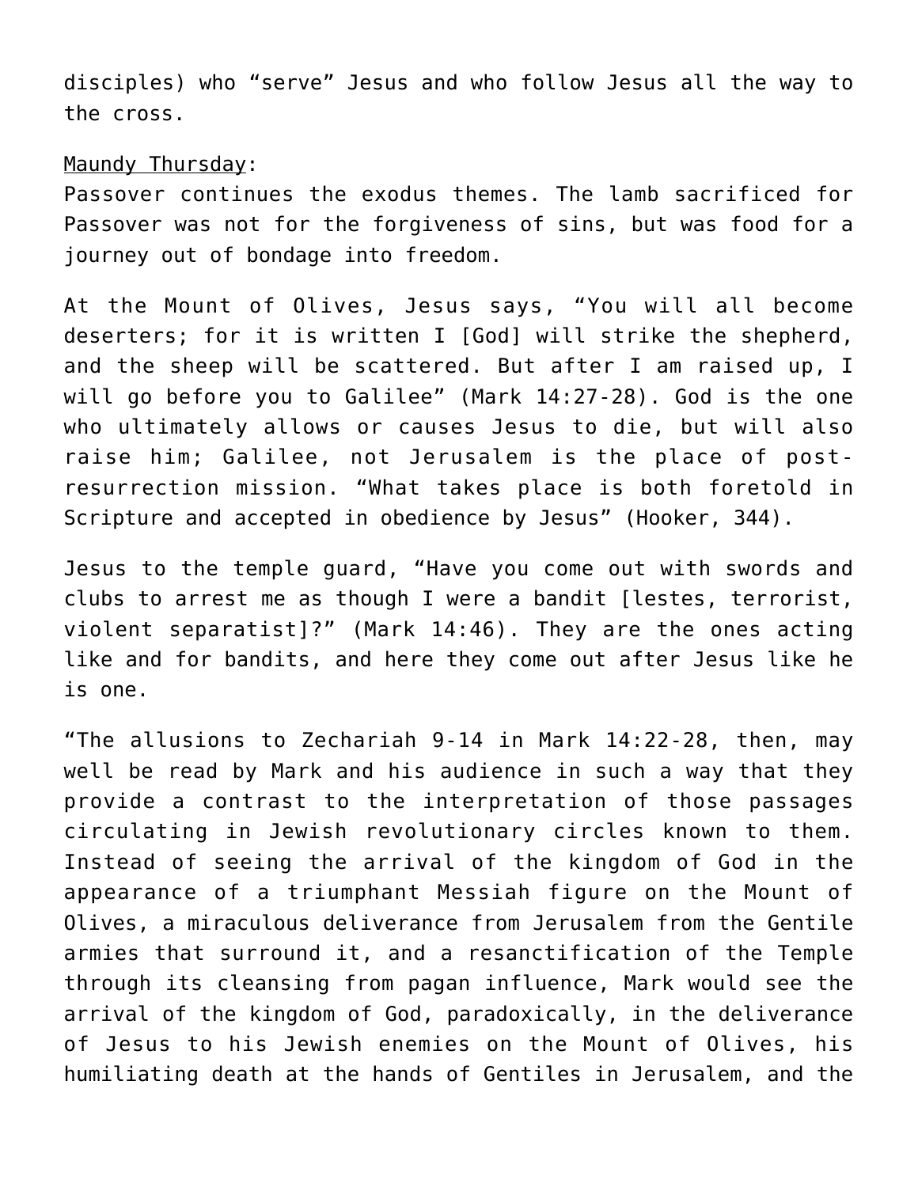disciples) who "serve" Jesus and who follow Jesus all the way to the cross.

<u>Maundy Thursday</u>:
Passover continues the exodus themes. The lamb sacrificed for Passover was not for the forgiveness of sins, but was food for a journey out of bondage into freedom.

At the Mount of Olives, Jesus says, "You will all become deserters; for it is written I [God] will strike the shepherd, and the sheep will be scattered. But after I am raised up, I will go before you to Galilee" (Mark 14:27-28). God is the one who ultimately allows or causes Jesus to die, but will also raise him; Galilee, not Jerusalem is the place of post-resurrection mission. "What takes place is both foretold in Scripture and accepted in obedience by Jesus" (Hooker, 344).

Jesus to the temple guard, "Have you come out with swords and clubs to arrest me as though I were a bandit [lestes, terrorist, violent separatist]?" (Mark 14:46). They are the ones acting like and for bandits, and here they come out after Jesus like he is one.

"The allusions to Zechariah 9-14 in Mark 14:22-28, then, may well be read by Mark and his audience in such a way that they provide a contrast to the interpretation of those passages circulating in Jewish revolutionary circles known to them. Instead of seeing the arrival of the kingdom of God in the appearance of a triumphant Messiah figure on the Mount of Olives, a miraculous deliverance from Jerusalem from the Gentile armies that surround it, and a resanctification of the Temple through its cleansing from pagan influence, Mark would see the arrival of the kingdom of God, paradoxically, in the deliverance of Jesus to his Jewish enemies on the Mount of Olives, his humiliating death at the hands of Gentiles in Jerusalem, and the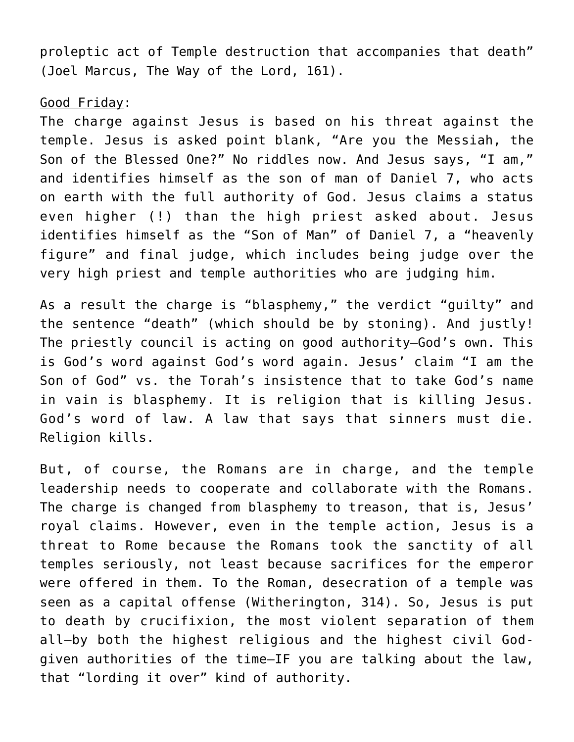proleptic act of Temple destruction that accompanies that death" (Joel Marcus, The Way of the Lord, 161).

<u>Good Friday</u>:
The charge against Jesus is based on his threat against the temple. Jesus is asked point blank, "Are you the Messiah, the Son of the Blessed One?" No riddles now. And Jesus says, "I am," and identifies himself as the son of man of Daniel 7, who acts on earth with the full authority of God. Jesus claims a status even higher (!) than the high priest asked about. Jesus identifies himself as the "Son of Man" of Daniel 7, a "heavenly figure" and final judge, which includes being judge over the very high priest and temple authorities who are judging him.

As a result the charge is "blasphemy," the verdict "guilty" and the sentence "death" (which should be by stoning). And justly! The priestly council is acting on good authority—God's own. This is God's word against God's word again. Jesus' claim "I am the Son of God" vs. the Torah's insistence that to take God's name in vain is blasphemy. It is religion that is killing Jesus. God's word of law. A law that says that sinners must die. Religion kills.

But, of course, the Romans are in charge, and the temple leadership needs to cooperate and collaborate with the Romans. The charge is changed from blasphemy to treason, that is, Jesus' royal claims. However, even in the temple action, Jesus is a threat to Rome because the Romans took the sanctity of all temples seriously, not least because sacrifices for the emperor were offered in them. To the Roman, desecration of a temple was seen as a capital offense (Witherington, 314). So, Jesus is put to death by crucifixion, the most violent separation of them all—by both the highest religious and the highest civil God-given authorities of the time—IF you are talking about the law, that "lording it over" kind of authority.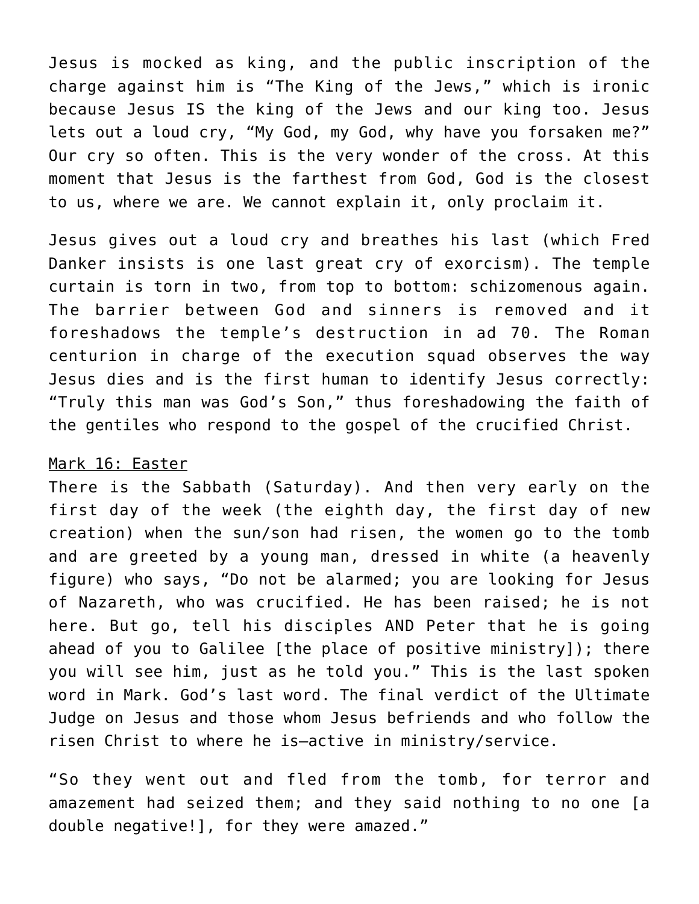Jesus is mocked as king, and the public inscription of the charge against him is "The King of the Jews," which is ironic because Jesus IS the king of the Jews and our king too. Jesus lets out a loud cry, "My God, my God, why have you forsaken me?" Our cry so often. This is the very wonder of the cross. At this moment that Jesus is the farthest from God, God is the closest to us, where we are. We cannot explain it, only proclaim it.

Jesus gives out a loud cry and breathes his last (which Fred Danker insists is one last great cry of exorcism). The temple curtain is torn in two, from top to bottom: schizomenous again. The barrier between God and sinners is removed and it foreshadows the temple's destruction in ad 70. The Roman centurion in charge of the execution squad observes the way Jesus dies and is the first human to identify Jesus correctly: "Truly this man was God's Son," thus foreshadowing the faith of the gentiles who respond to the gospel of the crucified Christ.

<u>Mark 16: Easter</u>

There is the Sabbath (Saturday). And then very early on the first day of the week (the eighth day, the first day of new creation) when the sun/son had risen, the women go to the tomb and are greeted by a young man, dressed in white (a heavenly figure) who says, "Do not be alarmed; you are looking for Jesus of Nazareth, who was crucified. He has been raised; he is not here. But go, tell his disciples AND Peter that he is going ahead of you to Galilee [the place of positive ministry]); there you will see him, just as he told you." This is the last spoken word in Mark. God's last word. The final verdict of the Ultimate Judge on Jesus and those whom Jesus befriends and who follow the risen Christ to where he is—active in ministry/service.

"So they went out and fled from the tomb, for terror and amazement had seized them; and they said nothing to no one [a double negative!], for they were amazed."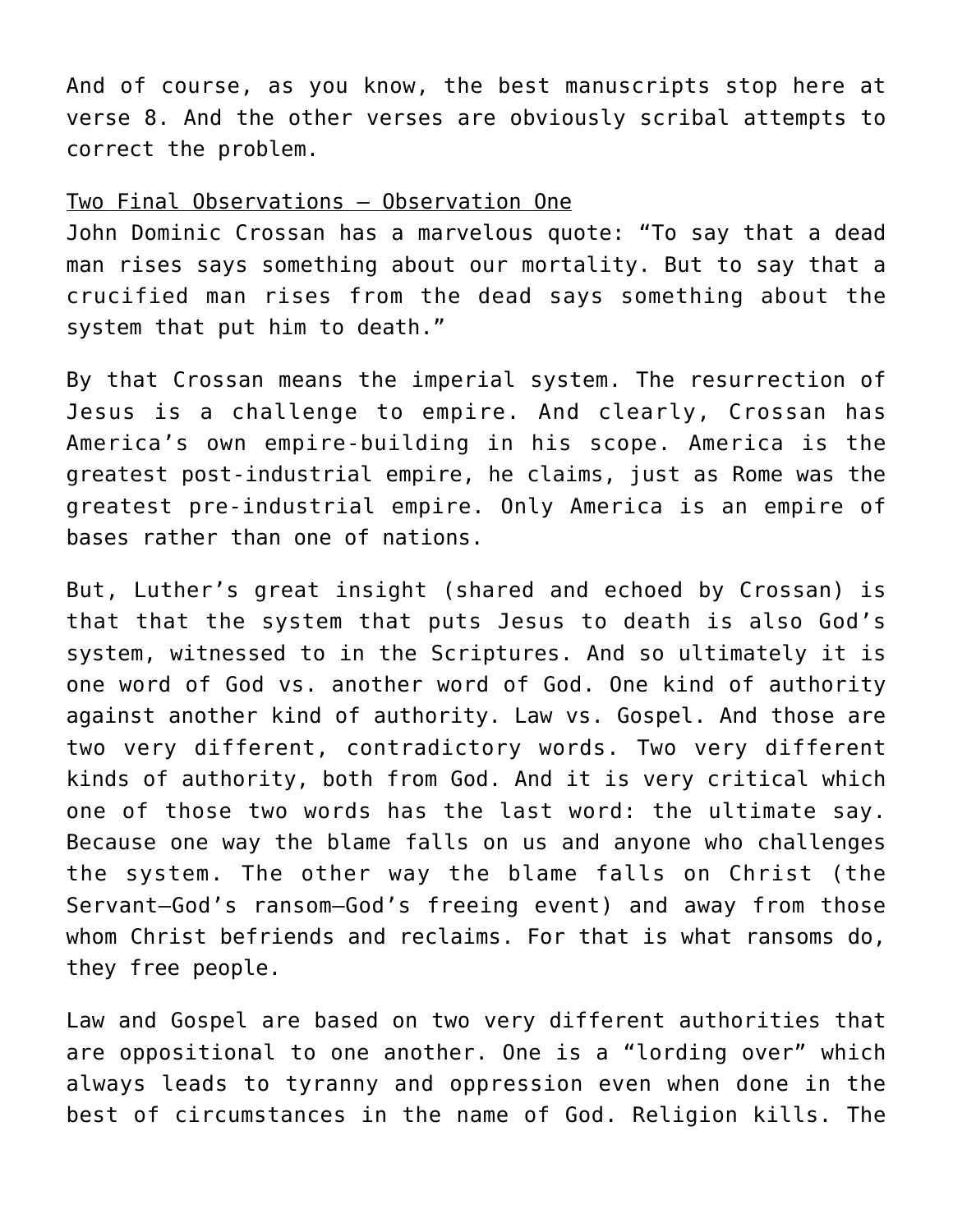And of course, as you know, the best manuscripts stop here at verse 8. And the other verses are obviously scribal attempts to correct the problem.

Two Final Observations – Observation One

John Dominic Crossan has a marvelous quote: "To say that a dead man rises says something about our mortality. But to say that a crucified man rises from the dead says something about the system that put him to death."

By that Crossan means the imperial system. The resurrection of Jesus is a challenge to empire. And clearly, Crossan has America's own empire-building in his scope. America is the greatest post-industrial empire, he claims, just as Rome was the greatest pre-industrial empire. Only America is an empire of bases rather than one of nations.

But, Luther's great insight (shared and echoed by Crossan) is that that the system that puts Jesus to death is also God's system, witnessed to in the Scriptures. And so ultimately it is one word of God vs. another word of God. One kind of authority against another kind of authority. Law vs. Gospel. And those are two very different, contradictory words. Two very different kinds of authority, both from God. And it is very critical which one of those two words has the last word: the ultimate say. Because one way the blame falls on us and anyone who challenges the system. The other way the blame falls on Christ (the Servant—God's ransom—God's freeing event) and away from those whom Christ befriends and reclaims. For that is what ransoms do, they free people.

Law and Gospel are based on two very different authorities that are oppositional to one another. One is a "lording over" which always leads to tyranny and oppression even when done in the best of circumstances in the name of God. Religion kills. The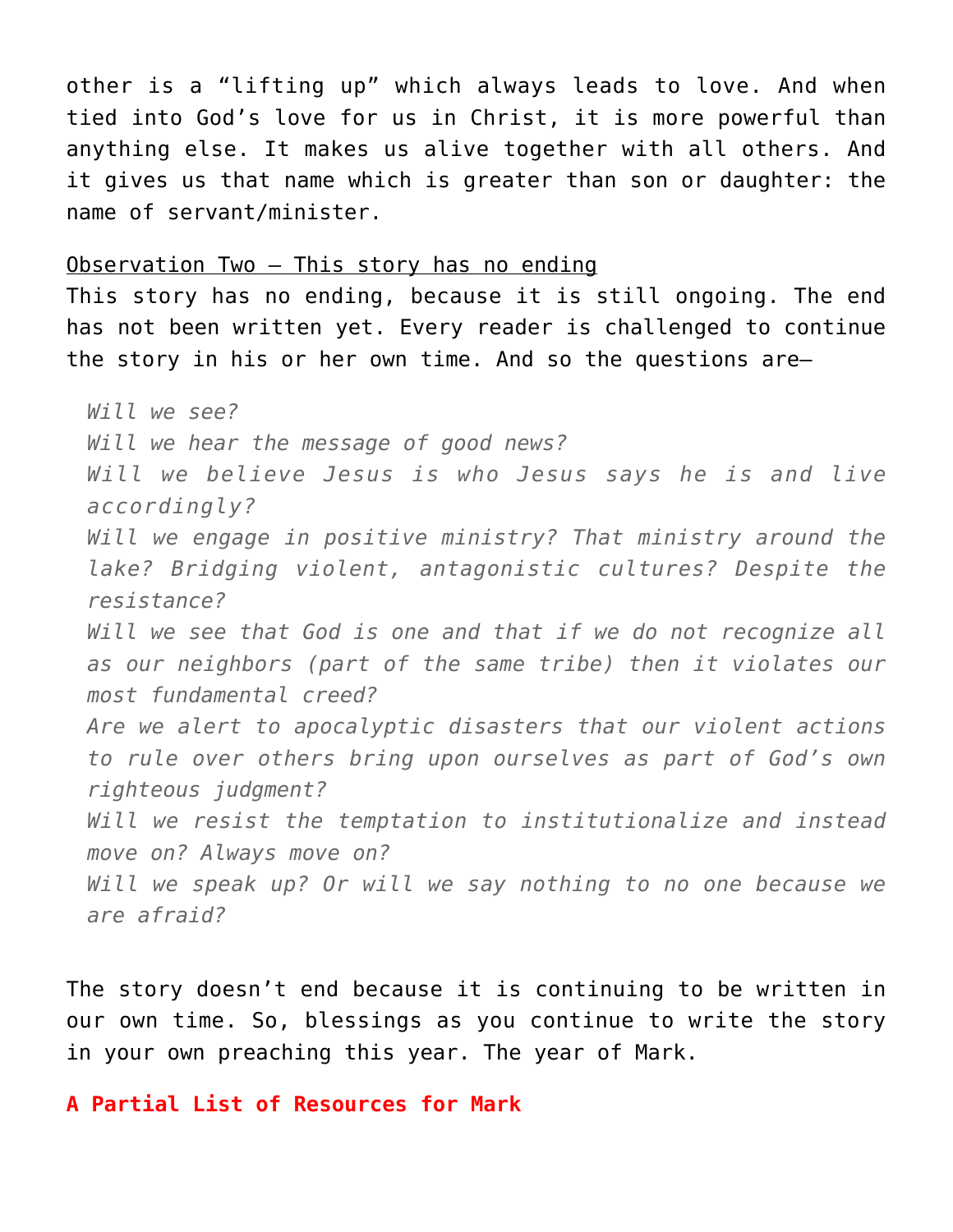other is a "lifting up" which always leads to love. And when tied into God's love for us in Christ, it is more powerful than anything else. It makes us alive together with all others. And it gives us that name which is greater than son or daughter: the name of servant/minister.

Observation Two – This story has no ending

This story has no ending, because it is still ongoing. The end has not been written yet. Every reader is challenged to continue the story in his or her own time. And so the questions are—

> *Will we see?*
> *Will we hear the message of good news?*
> *Will we believe Jesus is who Jesus says he is and live accordingly?*
> *Will we engage in positive ministry? That ministry around the lake? Bridging violent, antagonistic cultures? Despite the resistance?*
> *Will we see that God is one and that if we do not recognize all as our neighbors (part of the same tribe) then it violates our most fundamental creed?*
> *Are we alert to apocalyptic disasters that our violent actions to rule over others bring upon ourselves as part of God's own righteous judgment?*
> *Will we resist the temptation to institutionalize and instead move on? Always move on?*
> *Will we speak up? Or will we say nothing to no one because we are afraid?*

The story doesn't end because it is continuing to be written in our own time. So, blessings as you continue to write the story in your own preaching this year. The year of Mark.

**A Partial List of Resources for Mark**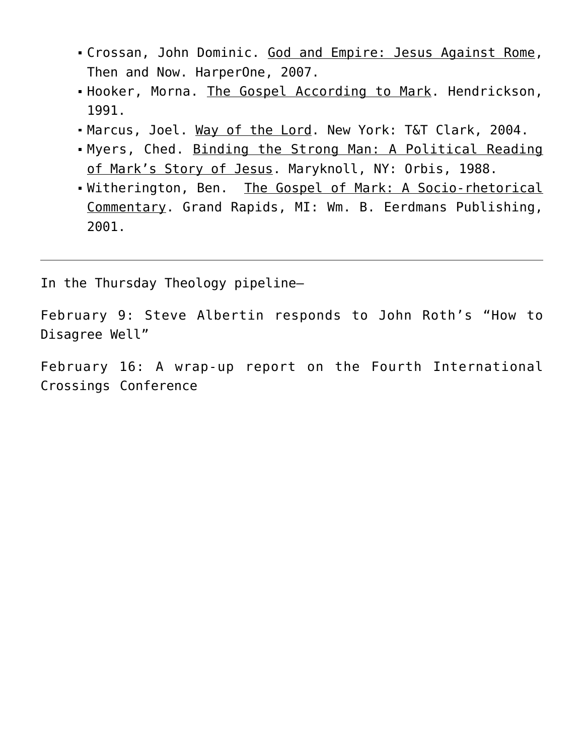- Crossan, John Dominic. God and Empire: Jesus Against Rome, Then and Now. HarperOne, 2007.
- Hooker, Morna. The Gospel According to Mark. Hendrickson, 1991.
- Marcus, Joel. Way of the Lord. New York: T&T Clark, 2004.
- Myers, Ched. Binding the Strong Man: A Political Reading of Mark's Story of Jesus. Maryknoll, NY: Orbis, 1988.
- Witherington, Ben. The Gospel of Mark: A Socio-rhetorical Commentary. Grand Rapids, MI: Wm. B. Eerdmans Publishing, 2001.

---

In the Thursday Theology pipeline—

February 9: Steve Albertin responds to John Roth's "How to Disagree Well"

February 16: A wrap-up report on the Fourth International Crossings Conference